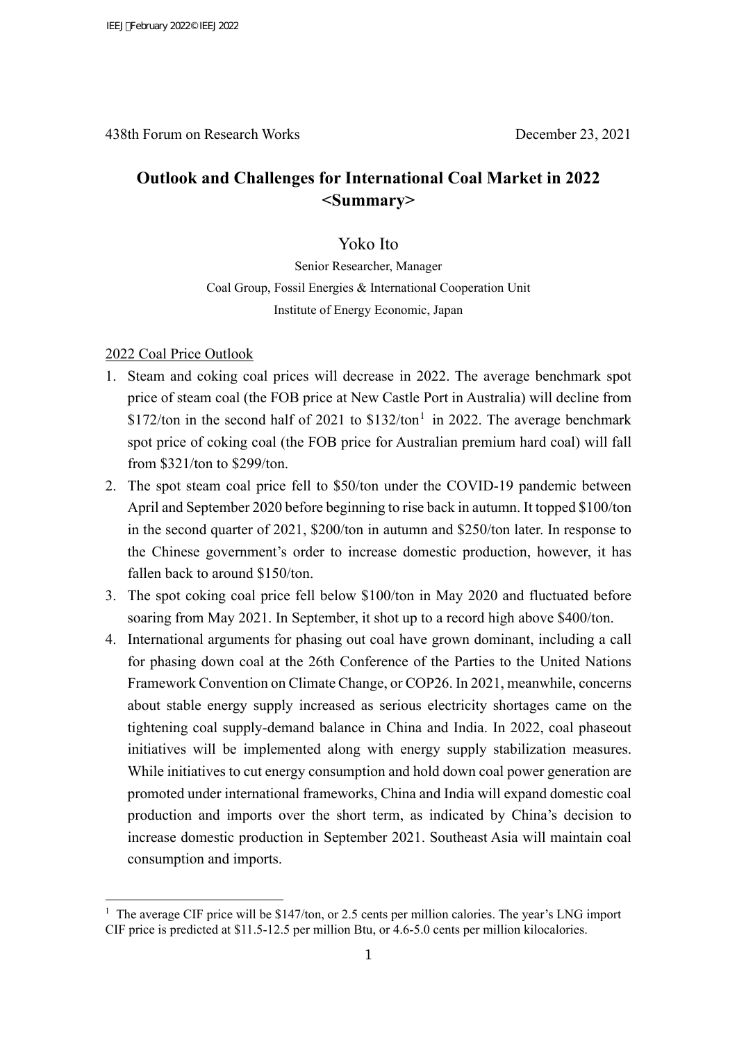438th Forum on Research Works December 23, 2021

# Outlook and Challenges for International Coal Market in 2022 <Summary>

Yoko Ito

Senior Researcher, Manager

Coal Group, Fossil Energies & International Cooperation Unit

Institute of Energy Economic, Japan

## 2022 Coal Price Outlook

1. Steam and coking coal prices will decrease in 2022. The average benchmark spot price of steam coal (the FOB price at New Castle Port in Australia) will decline from $172/ton in the second half of 2021 to $132/ton[1] in 2022. The average benchmark spot price of coking coal (the FOB price for Australian premium hard coal) will fall from $321/ton to $299/ton.
2. The spot steam coal price fell to $50/ton under the COVID-19 pandemic between April and September 2020 before beginning to rise back in autumn. It topped $100/ton in the second quarter of 2021, $200/ton in autumn and $250/ton later. In response to the Chinese government's order to increase domestic production, however, it has fallen back to around $150/ton.
3. The spot coking coal price fell below $100/ton in May 2020 and fluctuated before soaring from May 2021. In September, it shot up to a record high above $400/ton.
4. International arguments for phasing out coal have grown dominant, including a call for phasing down coal at the 26th Conference of the Parties to the United Nations Framework Convention on Climate Change, or COP26. In 2021, meanwhile, concerns about stable energy supply increased as serious electricity shortages came on the tightening coal supply-demand balance in China and India. In 2022, coal phaseout initiatives will be implemented along with energy supply stabilization measures. While initiatives to cut energy consumption and hold down coal power generation are promoted under international frameworks, China and India will expand domestic coal production and imports over the short term, as indicated by China's decision to increase domestic production in September 2021. Southeast Asia will maintain coal consumption and imports.

---

[1] The average CIF price will be $147/ton, or 2.5 cents per million calories. The year's LNG import CIF price is predicted at $11.5-12.5 per million Btu, or 4.6-5.0 cents per million kilocalories.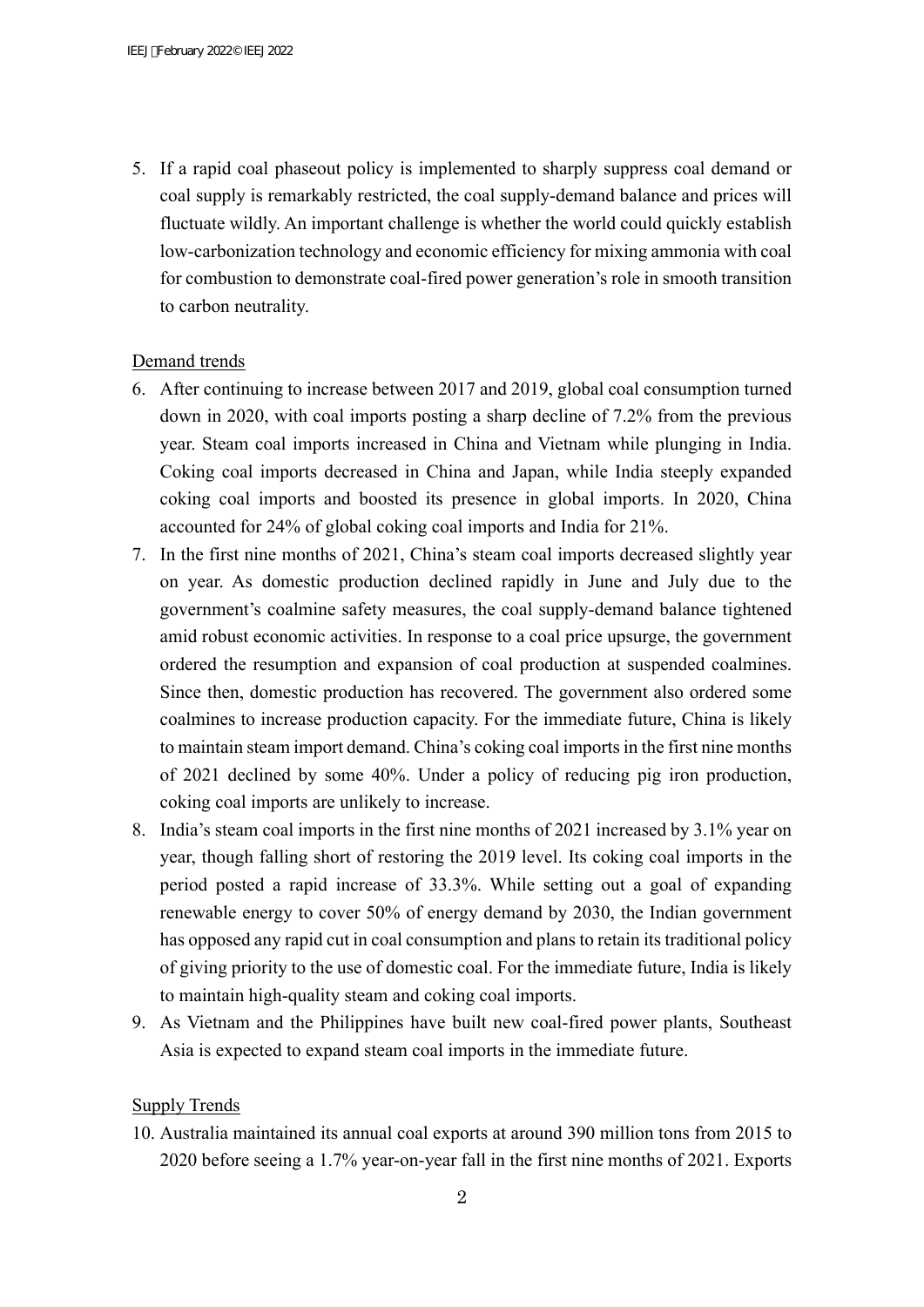5. If a rapid coal phaseout policy is implemented to sharply suppress coal demand or coal supply is remarkably restricted, the coal supply-demand balance and prices will fluctuate wildly. An important challenge is whether the world could quickly establish low-carbonization technology and economic efficiency for mixing ammonia with coal for combustion to demonstrate coal-fired power generation's role in smooth transition to carbon neutrality.

Demand trends

6. After continuing to increase between 2017 and 2019, global coal consumption turned down in 2020, with coal imports posting a sharp decline of 7.2% from the previous year. Steam coal imports increased in China and Vietnam while plunging in India. Coking coal imports decreased in China and Japan, while India steeply expanded coking coal imports and boosted its presence in global imports. In 2020, China accounted for 24% of global coking coal imports and India for 21%.
7. In the first nine months of 2021, China's steam coal imports decreased slightly year on year. As domestic production declined rapidly in June and July due to the government's coalmine safety measures, the coal supply-demand balance tightened amid robust economic activities. In response to a coal price upsurge, the government ordered the resumption and expansion of coal production at suspended coalmines. Since then, domestic production has recovered. The government also ordered some coalmines to increase production capacity. For the immediate future, China is likely to maintain steam import demand. China's coking coal imports in the first nine months of 2021 declined by some 40%. Under a policy of reducing pig iron production, coking coal imports are unlikely to increase.
8. India's steam coal imports in the first nine months of 2021 increased by 3.1% year on year, though falling short of restoring the 2019 level. Its coking coal imports in the period posted a rapid increase of 33.3%. While setting out a goal of expanding renewable energy to cover 50% of energy demand by 2030, the Indian government has opposed any rapid cut in coal consumption and plans to retain its traditional policy of giving priority to the use of domestic coal. For the immediate future, India is likely to maintain high-quality steam and coking coal imports.
9. As Vietnam and the Philippines have built new coal-fired power plants, Southeast Asia is expected to expand steam coal imports in the immediate future.

Supply Trends

10. Australia maintained its annual coal exports at around 390 million tons from 2015 to 2020 before seeing a 1.7% year-on-year fall in the first nine months of 2021. Exports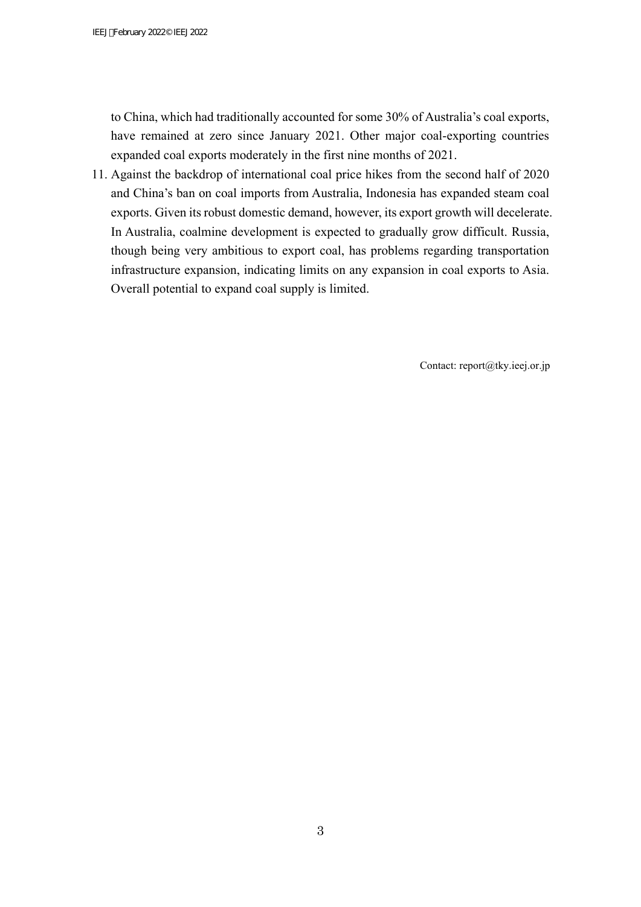to China, which had traditionally accounted for some 30% of Australia's coal exports, have remained at zero since January 2021. Other major coal-exporting countries expanded coal exports moderately in the first nine months of 2021.

11. Against the backdrop of international coal price hikes from the second half of 2020 and China's ban on coal imports from Australia, Indonesia has expanded steam coal exports. Given its robust domestic demand, however, its export growth will decelerate. In Australia, coalmine development is expected to gradually grow difficult. Russia, though being very ambitious to export coal, has problems regarding transportation infrastructure expansion, indicating limits on any expansion in coal exports to Asia. Overall potential to expand coal supply is limited.

Contact: report@tky.ieej.or.jp